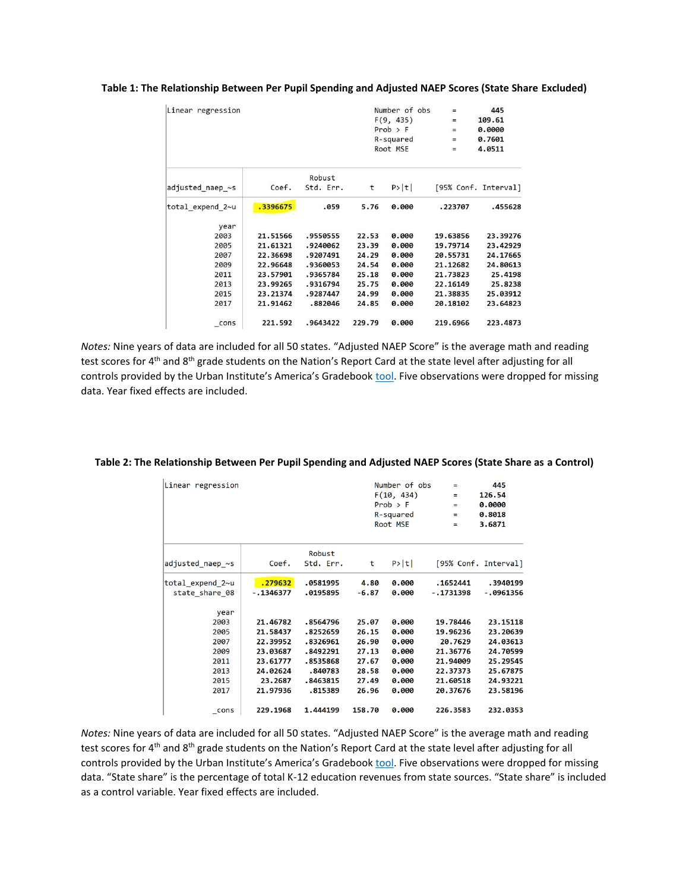**Table 1: The Relationship Between Per Pupil Spending and Adjusted NAEP Scores (State Share Excluded)**

Linear regression

| | |
|---|---|
| Number of obs | = 445 |
| F(9, 435) | = 109.61 |
| Prob > F | = 0.0000 |
| R-squared | = 0.7601 |
| Root MSE | = 4.0511 |

| adjusted_naep_~s | Coef. | Robust Std. Err. | t | P>\|t\| | [95% Conf. | Interval] |
|---|---|---|---|---|---|---|
| total_expend_2~u | .3396675 | .059 | 5.76 | 0.000 | .223707 | .455628 |
| year | | | | | | |
| 2003 | 21.51566 | .9550555 | 22.53 | 0.000 | 19.63856 | 23.39276 |
| 2005 | 21.61321 | .9240062 | 23.39 | 0.000 | 19.79714 | 23.42929 |
| 2007 | 22.36698 | .9207491 | 24.29 | 0.000 | 20.55731 | 24.17665 |
| 2009 | 22.96648 | .9360053 | 24.54 | 0.000 | 21.12682 | 24.80613 |
| 2011 | 23.57901 | .9365784 | 25.18 | 0.000 | 21.73823 | 25.4198 |
| 2013 | 23.99265 | .9316794 | 25.75 | 0.000 | 22.16149 | 25.8238 |
| 2015 | 23.21374 | .9287447 | 24.99 | 0.000 | 21.38835 | 25.03912 |
| 2017 | 21.91462 | .882046 | 24.85 | 0.000 | 20.18102 | 23.64823 |
| _cons | 221.592 | .9643422 | 229.79 | 0.000 | 219.6966 | 223.4873 |

*Notes:* Nine years of data are included for all 50 states. "Adjusted NAEP Score" is the average math and reading test scores for 4th and 8th grade students on the Nation's Report Card at the state level after adjusting for all controls provided by the Urban Institute's America's Gradebook tool. Five observations were dropped for missing data. Year fixed effects are included.

**Table 2: The Relationship Between Per Pupil Spending and Adjusted NAEP Scores (State Share as a Control)**

Linear regression

| | |
|---|---|
| Number of obs | = 445 |
| F(10, 434) | = 126.54 |
| Prob > F | = 0.0000 |
| R-squared | = 0.8018 |
| Root MSE | = 3.6871 |

| adjusted_naep_~s | Coef. | Robust Std. Err. | t | P>\|t\| | [95% Conf. | Interval] |
|---|---|---|---|---|---|---|
| total_expend_2~u | .279632 | .0581995 | 4.80 | 0.000 | .1652441 | .3940199 |
| state_share_08 | -.1346377 | .0195895 | -6.87 | 0.000 | -.1731398 | -.0961356 |
| year | | | | | | |
| 2003 | 21.46782 | .8564796 | 25.07 | 0.000 | 19.78446 | 23.15118 |
| 2005 | 21.58437 | .8252659 | 26.15 | 0.000 | 19.96236 | 23.20639 |
| 2007 | 22.39952 | .8326961 | 26.90 | 0.000 | 20.7629 | 24.03613 |
| 2009 | 23.03687 | .8492291 | 27.13 | 0.000 | 21.36776 | 24.70599 |
| 2011 | 23.61777 | .8535868 | 27.67 | 0.000 | 21.94009 | 25.29545 |
| 2013 | 24.02624 | .840783 | 28.58 | 0.000 | 22.37373 | 25.67875 |
| 2015 | 23.2687 | .8463815 | 27.49 | 0.000 | 21.60518 | 24.93221 |
| 2017 | 21.97936 | .815389 | 26.96 | 0.000 | 20.37676 | 23.58196 |
| _cons | 229.1968 | 1.444199 | 158.70 | 0.000 | 226.3583 | 232.0353 |

*Notes:* Nine years of data are included for all 50 states. "Adjusted NAEP Score" is the average math and reading test scores for 4th and 8th grade students on the Nation's Report Card at the state level after adjusting for all controls provided by the Urban Institute's America's Gradebook tool. Five observations were dropped for missing data. "State share" is the percentage of total K-12 education revenues from state sources. "State share" is included as a control variable. Year fixed effects are included.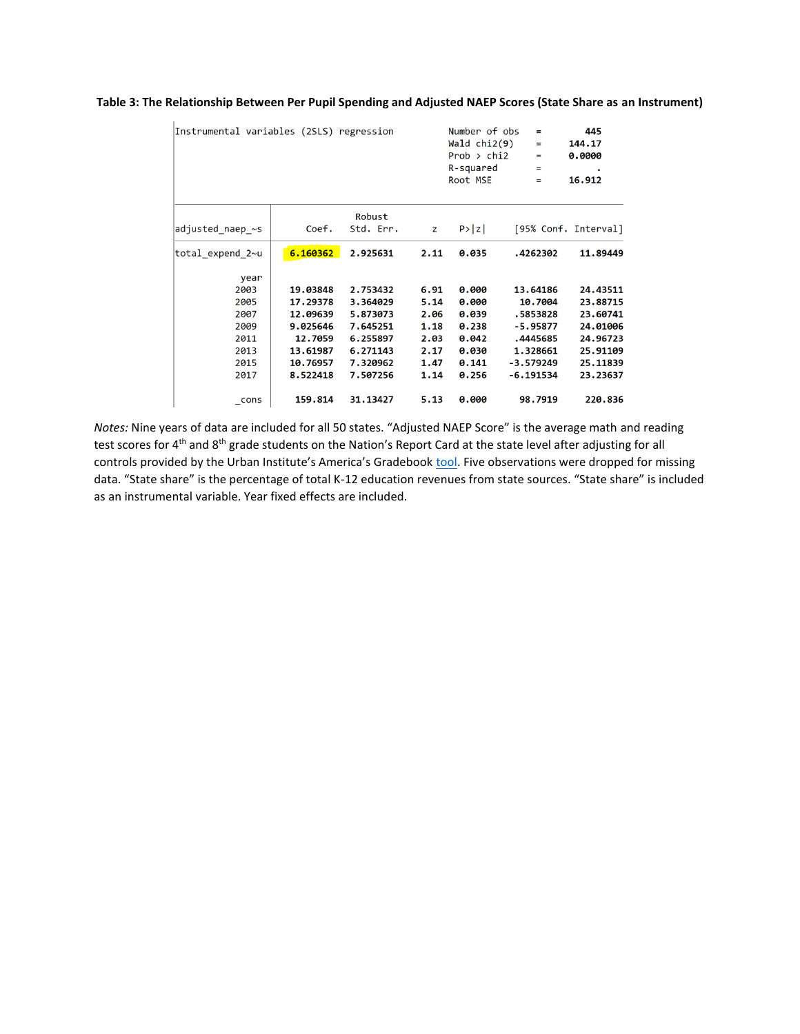**Table 3: The Relationship Between Per Pupil Spending and Adjusted NAEP Scores (State Share as an Instrument)**

```
Instrumental variables (2SLS) regression          Number of obs   =        445
                                                  Wald chi2(9)    =     144.17
                                                  Prob > chi2     =     0.0000
                                                  R-squared       =          .
                                                  Root MSE        =     16.912
```

| adjusted_naep_~s | Coef. | Robust Std. Err. | z | P>\|z\| | [95% Conf. | Interval] |
|---|---|---|---|---|---|---|
| total_expend_2~u | 6.160362 | 2.925631 | 2.11 | 0.035 | .4262302 | 11.89449 |
| year | | | | | | |
| 2003 | 19.03848 | 2.753432 | 6.91 | 0.000 | 13.64186 | 24.43511 |
| 2005 | 17.29378 | 3.364029 | 5.14 | 0.000 | 10.7004 | 23.88715 |
| 2007 | 12.09639 | 5.873073 | 2.06 | 0.039 | .5853828 | 23.60741 |
| 2009 | 9.025646 | 7.645251 | 1.18 | 0.238 | -5.95877 | 24.01006 |
| 2011 | 12.7059 | 6.255897 | 2.03 | 0.042 | .4445685 | 24.96723 |
| 2013 | 13.61987 | 6.271143 | 2.17 | 0.030 | 1.328661 | 25.91109 |
| 2015 | 10.76957 | 7.320962 | 1.47 | 0.141 | -3.579249 | 25.11839 |
| 2017 | 8.522418 | 7.507256 | 1.14 | 0.256 | -6.191534 | 23.23637 |
| _cons | 159.814 | 31.13427 | 5.13 | 0.000 | 98.7919 | 220.836 |

*Notes:* Nine years of data are included for all 50 states. "Adjusted NAEP Score" is the average math and reading test scores for 4th and 8th grade students on the Nation's Report Card at the state level after adjusting for all controls provided by the Urban Institute's America's Gradebook tool. Five observations were dropped for missing data. "State share" is the percentage of total K-12 education revenues from state sources. "State share" is included as an instrumental variable. Year fixed effects are included.